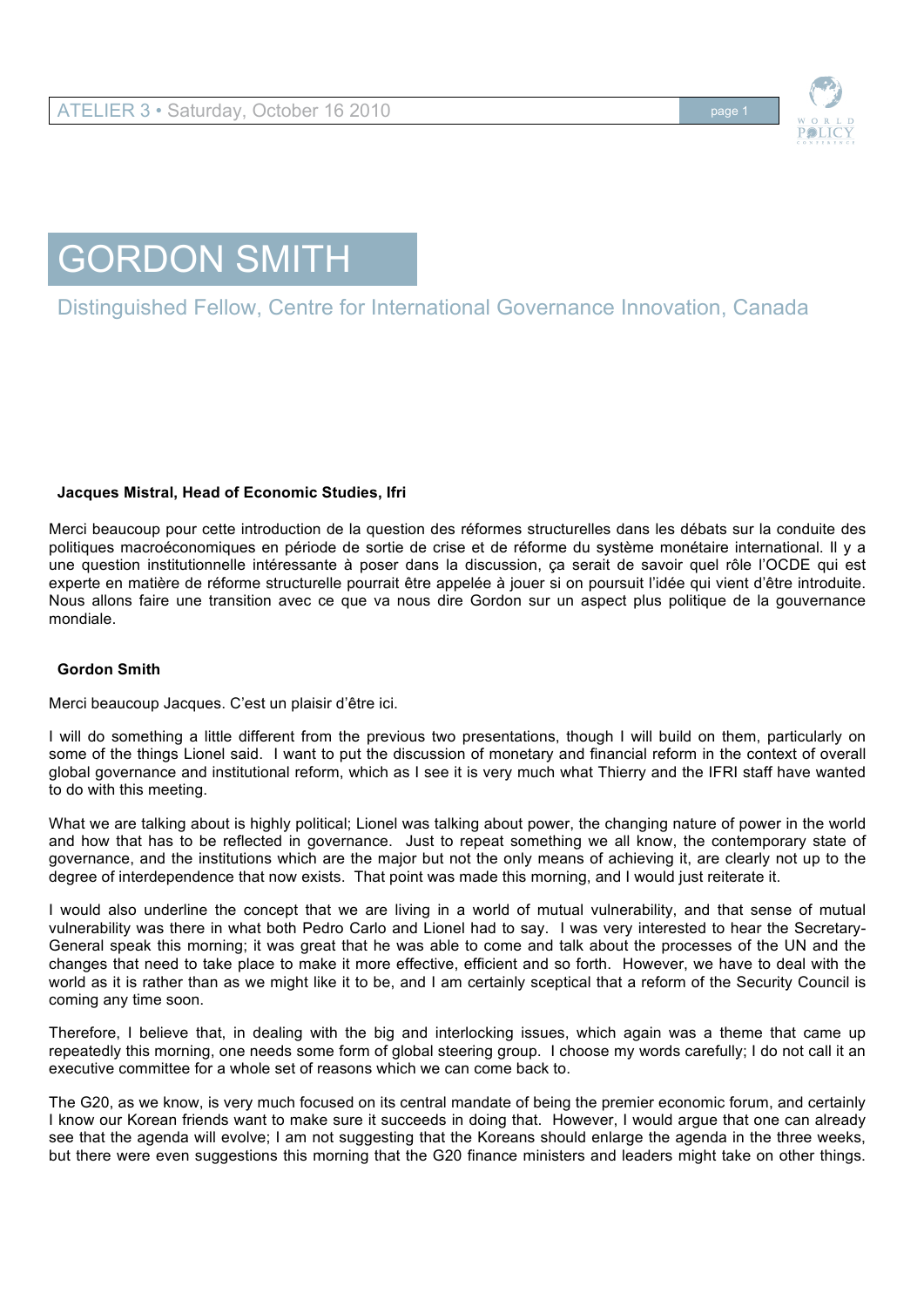# GORDON SMITH

Distinguished Fellow, Centre for International Governance Innovation, Canada

**Jacques Mistral, Head of Economic Studies, Ifri**

Merci beaucoup pour cette introduction de la question des réformes structurelles dans les débats sur la conduite des politiques macroéconomiques en période de sortie de crise et de réforme du système monétaire international. Il y a une question institutionnelle intéressante à poser dans la discussion, ça serait de savoir quel rôle l'OCDE qui est experte en matière de réforme structurelle pourrait être appelée à jouer si on poursuit l'idée qui vient d'être introduite. Nous allons faire une transition avec ce que va nous dire Gordon sur un aspect plus politique de la gouvernance mondiale.

**Gordon Smith**

Merci beaucoup Jacques. C'est un plaisir d'être ici.

I will do something a little different from the previous two presentations, though I will build on them, particularly on some of the things Lionel said. I want to put the discussion of monetary and financial reform in the context of overall global governance and institutional reform, which as I see it is very much what Thierry and the IFRI staff have wanted to do with this meeting.

What we are talking about is highly political; Lionel was talking about power, the changing nature of power in the world and how that has to be reflected in governance. Just to repeat something we all know, the contemporary state of governance, and the institutions which are the major but not the only means of achieving it, are clearly not up to the degree of interdependence that now exists. That point was made this morning, and I would just reiterate it.

I would also underline the concept that we are living in a world of mutual vulnerability, and that sense of mutual vulnerability was there in what both Pedro Carlo and Lionel had to say. I was very interested to hear the Secretary-General speak this morning; it was great that he was able to come and talk about the processes of the UN and the changes that need to take place to make it more effective, efficient and so forth. However, we have to deal with the world as it is rather than as we might like it to be, and I am certainly sceptical that a reform of the Security Council is coming any time soon.

Therefore, I believe that, in dealing with the big and interlocking issues, which again was a theme that came up repeatedly this morning, one needs some form of global steering group. I choose my words carefully; I do not call it an executive committee for a whole set of reasons which we can come back to.

The G20, as we know, is very much focused on its central mandate of being the premier economic forum, and certainly I know our Korean friends want to make sure it succeeds in doing that. However, I would argue that one can already see that the agenda will evolve; I am not suggesting that the Koreans should enlarge the agenda in the three weeks, but there were even suggestions this morning that the G20 finance ministers and leaders might take on other things.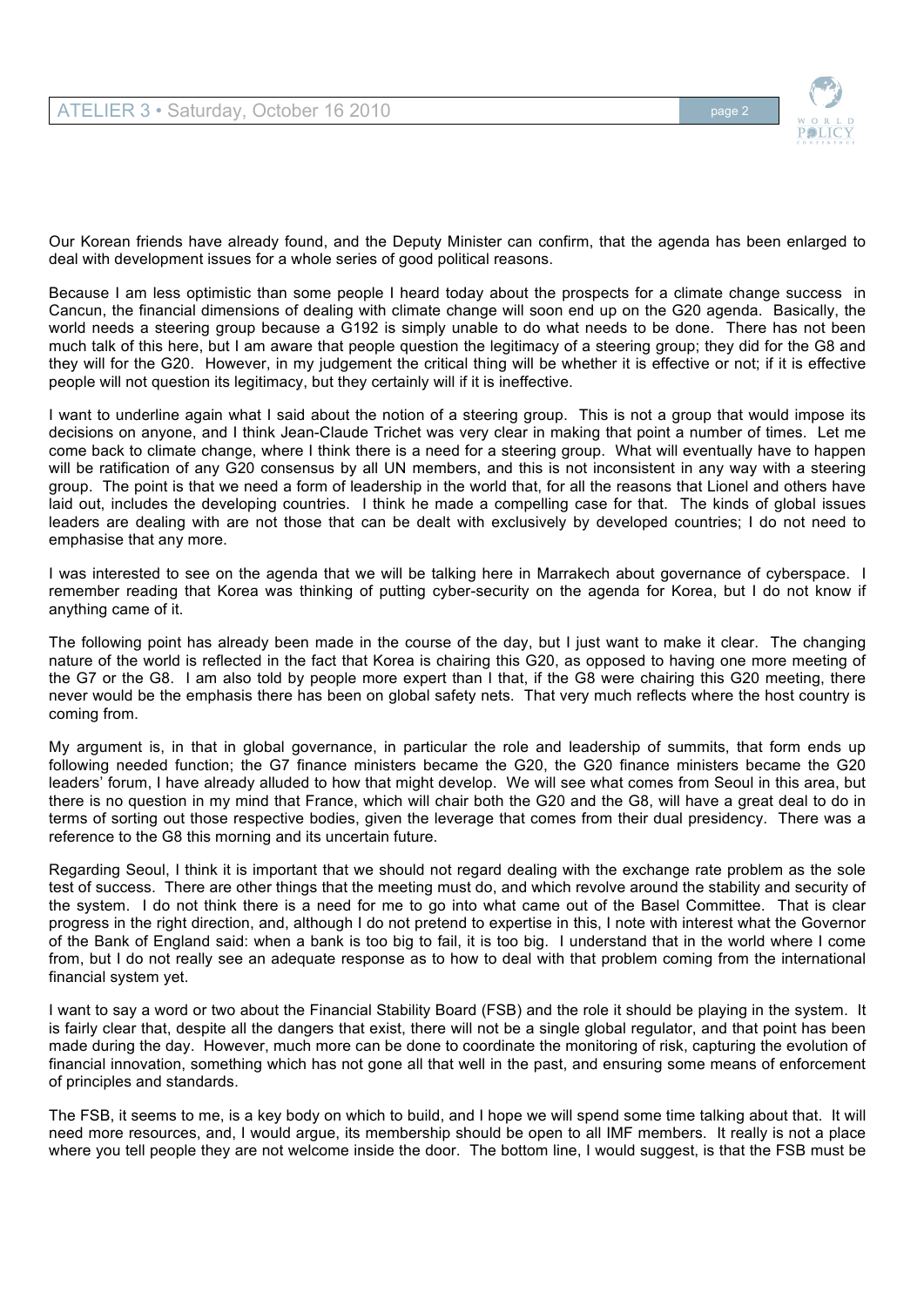Our Korean friends have already found, and the Deputy Minister can confirm, that the agenda has been enlarged to deal with development issues for a whole series of good political reasons.

Because I am less optimistic than some people I heard today about the prospects for a climate change success in Cancun, the financial dimensions of dealing with climate change will soon end up on the G20 agenda. Basically, the world needs a steering group because a G192 is simply unable to do what needs to be done. There has not been much talk of this here, but I am aware that people question the legitimacy of a steering group; they did for the G8 and they will for the G20. However, in my judgement the critical thing will be whether it is effective or not; if it is effective people will not question its legitimacy, but they certainly will if it is ineffective.

I want to underline again what I said about the notion of a steering group. This is not a group that would impose its decisions on anyone, and I think Jean-Claude Trichet was very clear in making that point a number of times. Let me come back to climate change, where I think there is a need for a steering group. What will eventually have to happen will be ratification of any G20 consensus by all UN members, and this is not inconsistent in any way with a steering group. The point is that we need a form of leadership in the world that, for all the reasons that Lionel and others have laid out, includes the developing countries. I think he made a compelling case for that. The kinds of global issues leaders are dealing with are not those that can be dealt with exclusively by developed countries; I do not need to emphasise that any more.

I was interested to see on the agenda that we will be talking here in Marrakech about governance of cyberspace. I remember reading that Korea was thinking of putting cyber-security on the agenda for Korea, but I do not know if anything came of it.

The following point has already been made in the course of the day, but I just want to make it clear. The changing nature of the world is reflected in the fact that Korea is chairing this G20, as opposed to having one more meeting of the G7 or the G8. I am also told by people more expert than I that, if the G8 were chairing this G20 meeting, there never would be the emphasis there has been on global safety nets. That very much reflects where the host country is coming from.

My argument is, in that in global governance, in particular the role and leadership of summits, that form ends up following needed function; the G7 finance ministers became the G20, the G20 finance ministers became the G20 leaders' forum, I have already alluded to how that might develop. We will see what comes from Seoul in this area, but there is no question in my mind that France, which will chair both the G20 and the G8, will have a great deal to do in terms of sorting out those respective bodies, given the leverage that comes from their dual presidency. There was a reference to the G8 this morning and its uncertain future.

Regarding Seoul, I think it is important that we should not regard dealing with the exchange rate problem as the sole test of success. There are other things that the meeting must do, and which revolve around the stability and security of the system. I do not think there is a need for me to go into what came out of the Basel Committee. That is clear progress in the right direction, and, although I do not pretend to expertise in this, I note with interest what the Governor of the Bank of England said: when a bank is too big to fail, it is too big. I understand that in the world where I come from, but I do not really see an adequate response as to how to deal with that problem coming from the international financial system yet.

I want to say a word or two about the Financial Stability Board (FSB) and the role it should be playing in the system. It is fairly clear that, despite all the dangers that exist, there will not be a single global regulator, and that point has been made during the day. However, much more can be done to coordinate the monitoring of risk, capturing the evolution of financial innovation, something which has not gone all that well in the past, and ensuring some means of enforcement of principles and standards.

The FSB, it seems to me, is a key body on which to build, and I hope we will spend some time talking about that. It will need more resources, and, I would argue, its membership should be open to all IMF members. It really is not a place where you tell people they are not welcome inside the door. The bottom line, I would suggest, is that the FSB must be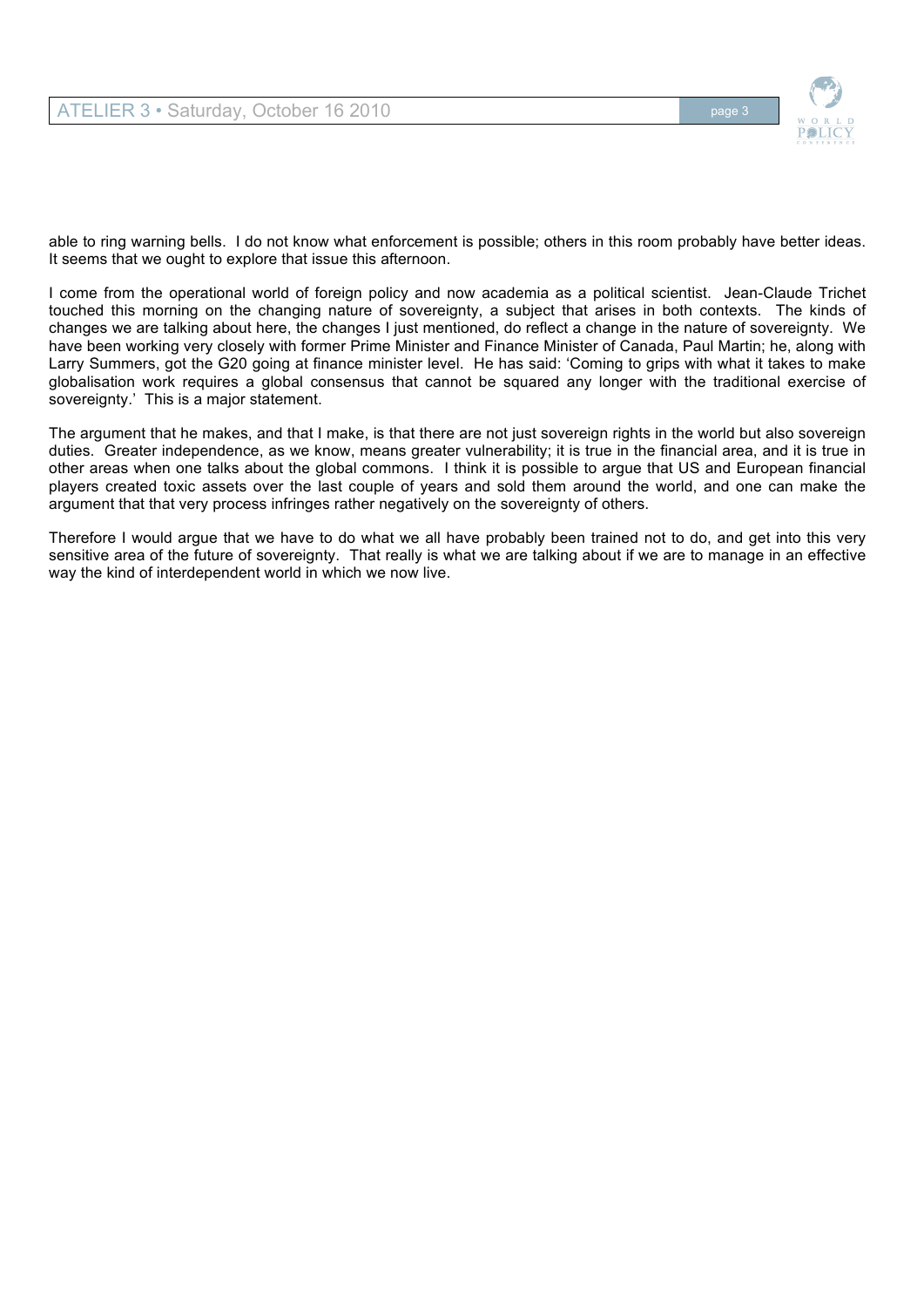able to ring warning bells. I do not know what enforcement is possible; others in this room probably have better ideas. It seems that we ought to explore that issue this afternoon.

I come from the operational world of foreign policy and now academia as a political scientist. Jean-Claude Trichet touched this morning on the changing nature of sovereignty, a subject that arises in both contexts. The kinds of changes we are talking about here, the changes I just mentioned, do reflect a change in the nature of sovereignty. We have been working very closely with former Prime Minister and Finance Minister of Canada, Paul Martin; he, along with Larry Summers, got the G20 going at finance minister level. He has said: 'Coming to grips with what it takes to make globalisation work requires a global consensus that cannot be squared any longer with the traditional exercise of sovereignty.' This is a major statement.

The argument that he makes, and that I make, is that there are not just sovereign rights in the world but also sovereign duties. Greater independence, as we know, means greater vulnerability; it is true in the financial area, and it is true in other areas when one talks about the global commons. I think it is possible to argue that US and European financial players created toxic assets over the last couple of years and sold them around the world, and one can make the argument that that very process infringes rather negatively on the sovereignty of others.

Therefore I would argue that we have to do what we all have probably been trained not to do, and get into this very sensitive area of the future of sovereignty. That really is what we are talking about if we are to manage in an effective way the kind of interdependent world in which we now live.